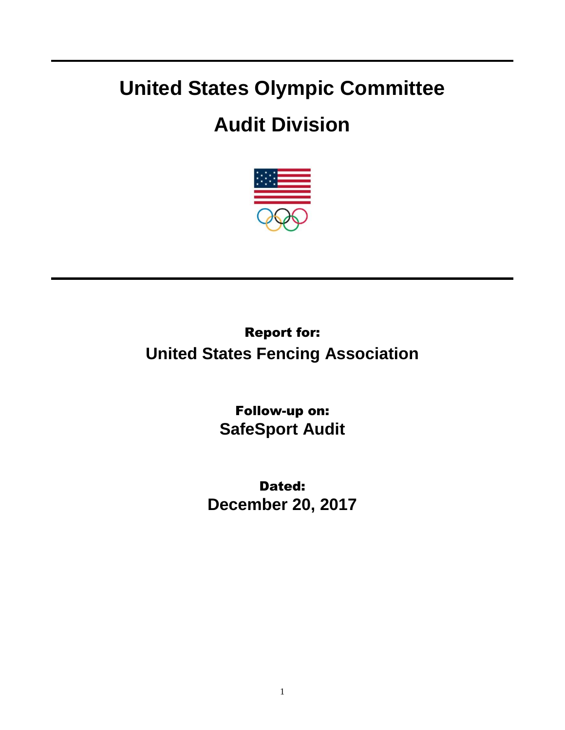# United States Olympic Committee

# Audit Division

**Report for:**

**United States Fencing Association**

**Follow-up on:**

**SafeSport Audit**

**Dated:**

**December 20, 2017**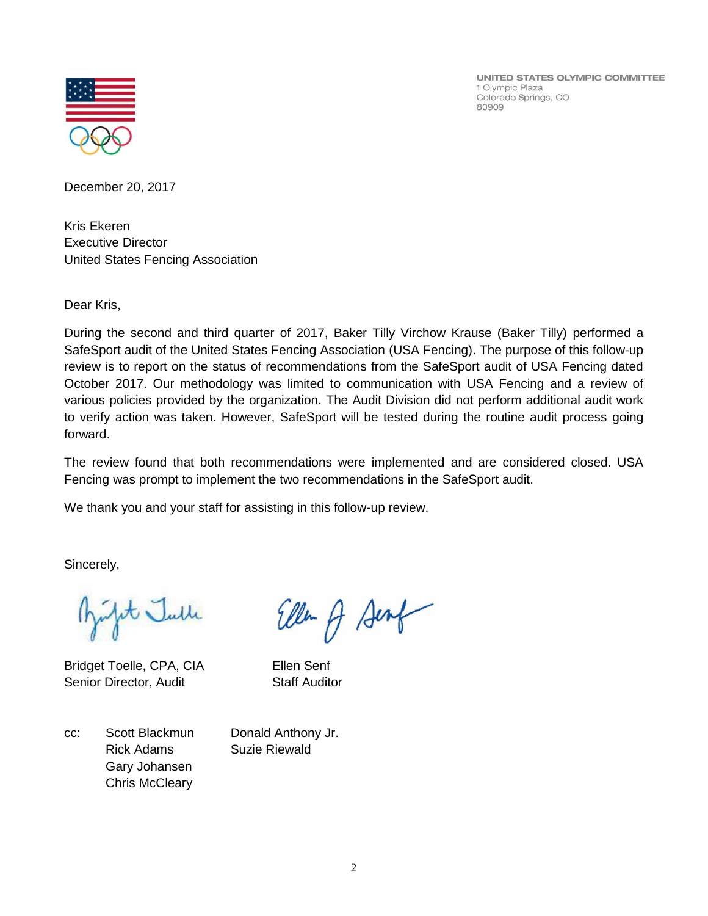UNITED STATES OLYMPIC COMMITTEE
1 Olympic Plaza
Colorado Springs, CO
80909

December 20, 2017

Kris Ekeren
Executive Director
United States Fencing Association

Dear Kris,

During the second and third quarter of 2017, Baker Tilly Virchow Krause (Baker Tilly) performed a SafeSport audit of the United States Fencing Association (USA Fencing). The purpose of this follow-up review is to report on the status of recommendations from the SafeSport audit of USA Fencing dated October 2017. Our methodology was limited to communication with USA Fencing and a review of various policies provided by the organization. The Audit Division did not perform additional audit work to verify action was taken. However, SafeSport will be tested during the routine audit process going forward.

The review found that both recommendations were implemented and are considered closed. USA Fencing was prompt to implement the two recommendations in the SafeSport audit.

We thank you and your staff for assisting in this follow-up review.

Sincerely,

Bridget Toelle, CPA, CIA
Senior Director, Audit

Ellen Senf
Staff Auditor

cc: Scott Blackmun
Rick Adams
Gary Johansen
Chris McCleary
Donald Anthony Jr.
Suzie Riewald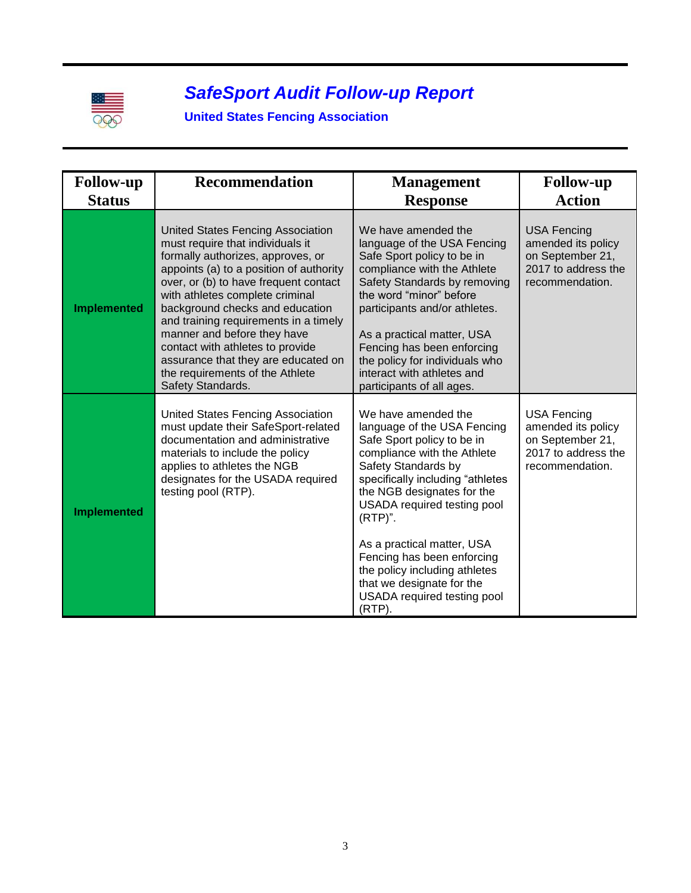# *SafeSport Audit Follow-up Report*

**United States Fencing Association**

| Follow-up Status | Recommendation | Management Response | Follow-up Action |
|---|---|---|---|
| **Implemented** | United States Fencing Association must require that individuals it formally authorizes, approves, or appoints (a) to a position of authority over, or (b) to have frequent contact with athletes complete criminal background checks and education and training requirements in a timely manner and before they have contact with athletes to provide assurance that they are educated on the requirements of the Athlete Safety Standards. | We have amended the language of the USA Fencing Safe Sport policy to be in compliance with the Athlete Safety Standards by removing the word "minor" before participants and/or athletes.<br><br>As a practical matter, USA Fencing has been enforcing the policy for individuals who interact with athletes and participants of all ages. | USA Fencing amended its policy on September 21, 2017 to address the recommendation. |
| **Implemented** | United States Fencing Association must update their SafeSport-related documentation and administrative materials to include the policy applies to athletes the NGB designates for the USADA required testing pool (RTP). | We have amended the language of the USA Fencing Safe Sport policy to be in compliance with the Athlete Safety Standards by specifically including "athletes the NGB designates for the USADA required testing pool (RTP)".<br><br>As a practical matter, USA Fencing has been enforcing the policy including athletes that we designate for the USADA required testing pool (RTP). | USA Fencing amended its policy on September 21, 2017 to address the recommendation. |